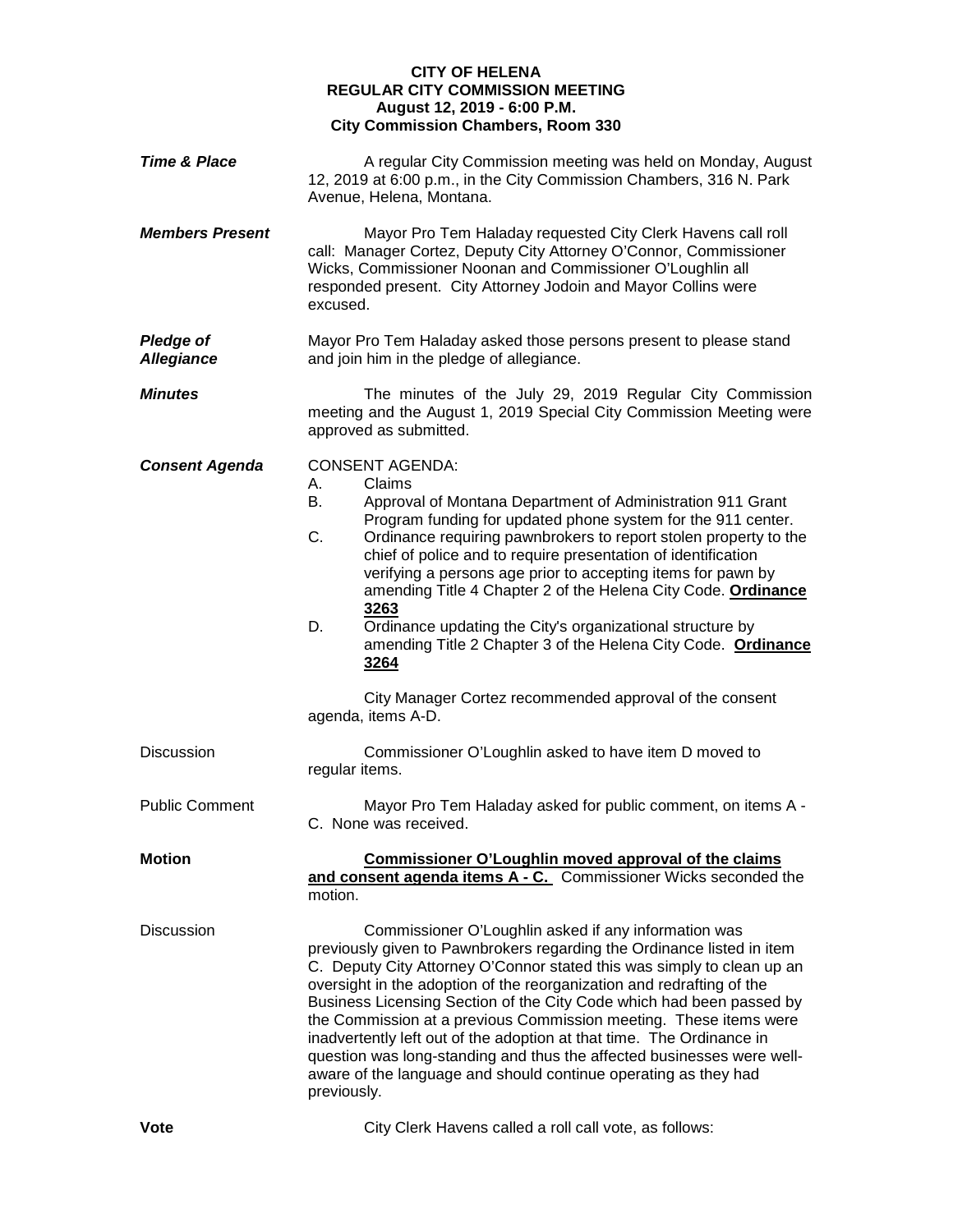**CITY OF HELENA**
**REGULAR CITY COMMISSION MEETING**
**August 12, 2019 - 6:00 P.M.**
**City Commission Chambers, Room 330**

***Time & Place***

A regular City Commission meeting was held on Monday, August 12, 2019 at 6:00 p.m., in the City Commission Chambers, 316 N. Park Avenue, Helena, Montana.

***Members Present***

Mayor Pro Tem Haladay requested City Clerk Havens call roll call: Manager Cortez, Deputy City Attorney O'Connor, Commissioner Wicks, Commissioner Noonan and Commissioner O'Loughlin all responded present. City Attorney Jodoin and Mayor Collins were excused.

***Pledge of Allegiance***

Mayor Pro Tem Haladay asked those persons present to please stand and join him in the pledge of allegiance.

***Minutes***

The minutes of the July 29, 2019 Regular City Commission meeting and the August 1, 2019 Special City Commission Meeting were approved as submitted.

***Consent Agenda***

CONSENT AGENDA:

A. Claims
B. Approval of Montana Department of Administration 911 Grant Program funding for updated phone system for the 911 center.
C. Ordinance requiring pawnbrokers to report stolen property to the chief of police and to require presentation of identification verifying a persons age prior to accepting items for pawn by amending Title 4 Chapter 2 of the Helena City Code. **Ordinance 3263**
D. Ordinance updating the City's organizational structure by amending Title 2 Chapter 3 of the Helena City Code. **Ordinance 3264**

City Manager Cortez recommended approval of the consent agenda, items A-D.

Discussion

Commissioner O'Loughlin asked to have item D moved to regular items.

Public Comment

Mayor Pro Tem Haladay asked for public comment, on items A - C. None was received.

**Motion**

**Commissioner O'Loughlin moved approval of the claims and consent agenda items A - C.** Commissioner Wicks seconded the motion.

Discussion

Commissioner O'Loughlin asked if any information was previously given to Pawnbrokers regarding the Ordinance listed in item C. Deputy City Attorney O'Connor stated this was simply to clean up an oversight in the adoption of the reorganization and redrafting of the Business Licensing Section of the City Code which had been passed by the Commission at a previous Commission meeting. These items were inadvertently left out of the adoption at that time. The Ordinance in question was long-standing and thus the affected businesses were well-aware of the language and should continue operating as they had previously.

**Vote**

City Clerk Havens called a roll call vote, as follows: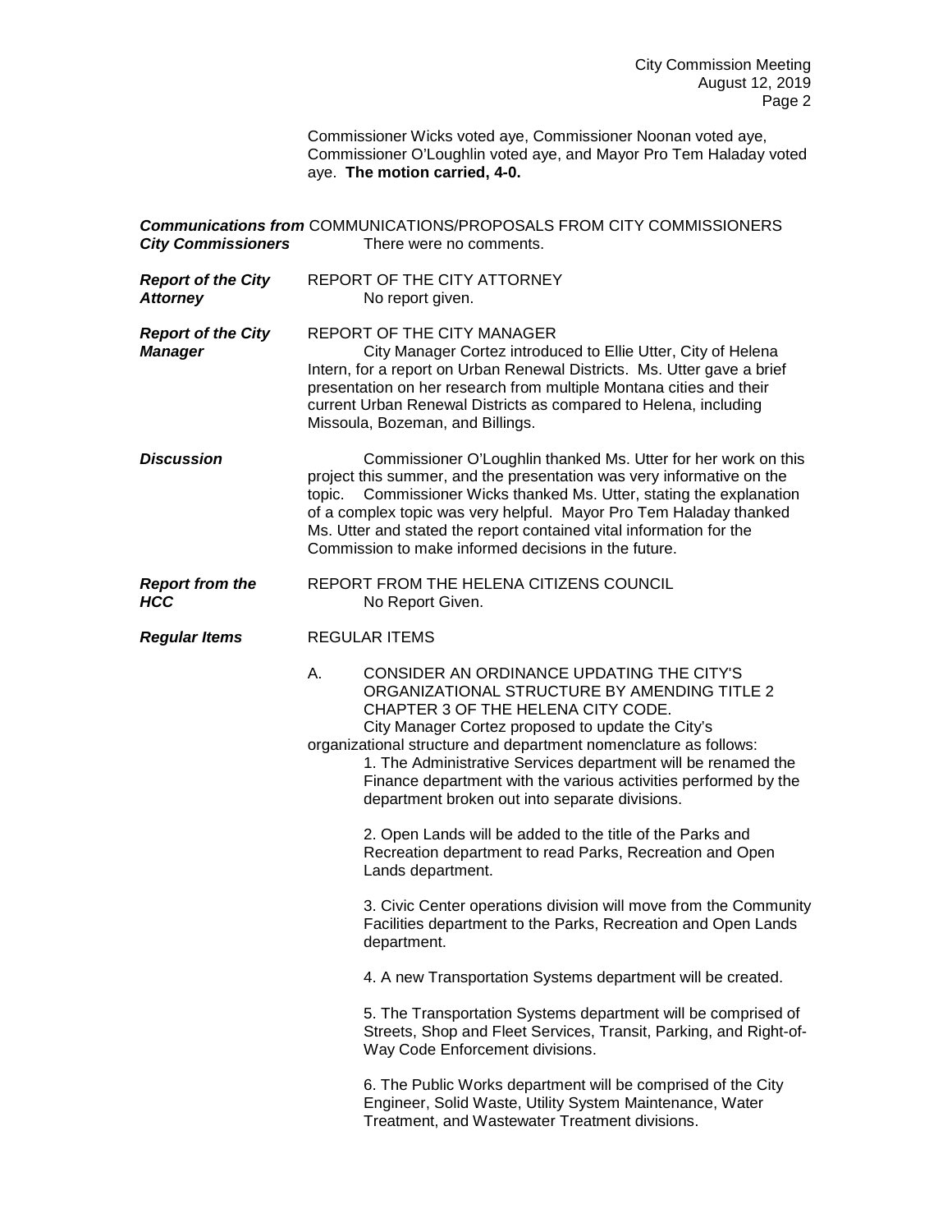Commissioner Wicks voted aye, Commissioner Noonan voted aye, Commissioner O'Loughlin voted aye, and Mayor Pro Tem Haladay voted aye. **The motion carried, 4-0.**

***Communications from City Commissioners*** COMMUNICATIONS/PROPOSALS FROM CITY COMMISSIONERS

There were no comments.

***Report of the City Attorney*** REPORT OF THE CITY ATTORNEY

No report given.

***Report of the City Manager*** REPORT OF THE CITY MANAGER

City Manager Cortez introduced to Ellie Utter, City of Helena Intern, for a report on Urban Renewal Districts. Ms. Utter gave a brief presentation on her research from multiple Montana cities and their current Urban Renewal Districts as compared to Helena, including Missoula, Bozeman, and Billings.

***Discussion***

Commissioner O'Loughlin thanked Ms. Utter for her work on this project this summer, and the presentation was very informative on the topic. Commissioner Wicks thanked Ms. Utter, stating the explanation of a complex topic was very helpful. Mayor Pro Tem Haladay thanked Ms. Utter and stated the report contained vital information for the Commission to make informed decisions in the future.

***Report from the HCC*** REPORT FROM THE HELENA CITIZENS COUNCIL

No Report Given.

***Regular Items*** REGULAR ITEMS

A. CONSIDER AN ORDINANCE UPDATING THE CITY'S ORGANIZATIONAL STRUCTURE BY AMENDING TITLE 2 CHAPTER 3 OF THE HELENA CITY CODE.

City Manager Cortez proposed to update the City's organizational structure and department nomenclature as follows:

1. The Administrative Services department will be renamed the Finance department with the various activities performed by the department broken out into separate divisions.

2. Open Lands will be added to the title of the Parks and Recreation department to read Parks, Recreation and Open Lands department.

3. Civic Center operations division will move from the Community Facilities department to the Parks, Recreation and Open Lands department.

4. A new Transportation Systems department will be created.

5. The Transportation Systems department will be comprised of Streets, Shop and Fleet Services, Transit, Parking, and Right-of-Way Code Enforcement divisions.

6. The Public Works department will be comprised of the City Engineer, Solid Waste, Utility System Maintenance, Water Treatment, and Wastewater Treatment divisions.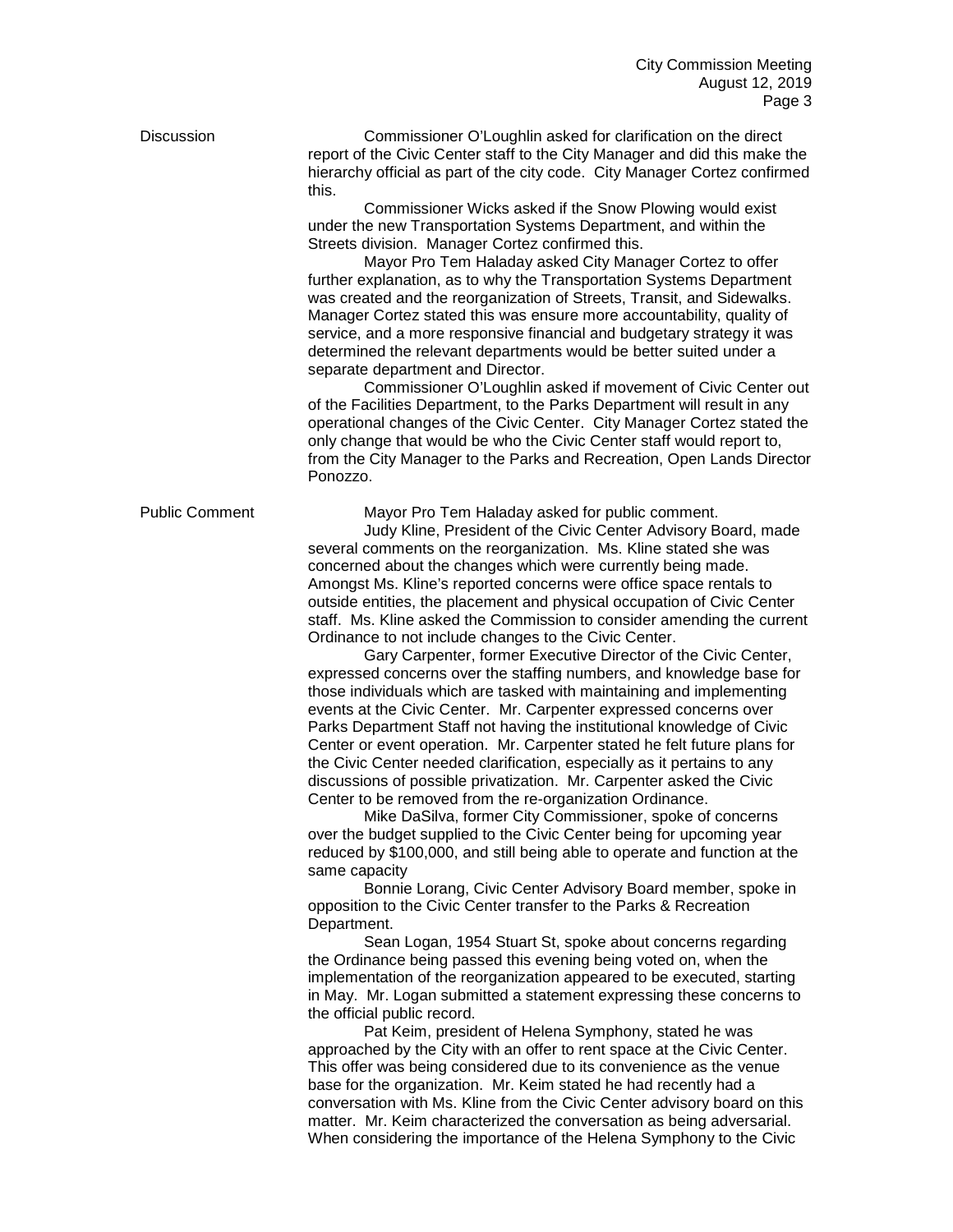**Discussion**

Commissioner O'Loughlin asked for clarification on the direct report of the Civic Center staff to the City Manager and did this make the hierarchy official as part of the city code. City Manager Cortez confirmed this.

Commissioner Wicks asked if the Snow Plowing would exist under the new Transportation Systems Department, and within the Streets division. Manager Cortez confirmed this.

Mayor Pro Tem Haladay asked City Manager Cortez to offer further explanation, as to why the Transportation Systems Department was created and the reorganization of Streets, Transit, and Sidewalks. Manager Cortez stated this was ensure more accountability, quality of service, and a more responsive financial and budgetary strategy it was determined the relevant departments would be better suited under a separate department and Director.

Commissioner O'Loughlin asked if movement of Civic Center out of the Facilities Department, to the Parks Department will result in any operational changes of the Civic Center. City Manager Cortez stated the only change that would be who the Civic Center staff would report to, from the City Manager to the Parks and Recreation, Open Lands Director Ponozzo.

**Public Comment**

Mayor Pro Tem Haladay asked for public comment.

Judy Kline, President of the Civic Center Advisory Board, made several comments on the reorganization. Ms. Kline stated she was concerned about the changes which were currently being made. Amongst Ms. Kline's reported concerns were office space rentals to outside entities, the placement and physical occupation of Civic Center staff. Ms. Kline asked the Commission to consider amending the current Ordinance to not include changes to the Civic Center.

Gary Carpenter, former Executive Director of the Civic Center, expressed concerns over the staffing numbers, and knowledge base for those individuals which are tasked with maintaining and implementing events at the Civic Center. Mr. Carpenter expressed concerns over Parks Department Staff not having the institutional knowledge of Civic Center or event operation. Mr. Carpenter stated he felt future plans for the Civic Center needed clarification, especially as it pertains to any discussions of possible privatization. Mr. Carpenter asked the Civic Center to be removed from the re-organization Ordinance.

Mike DaSilva, former City Commissioner, spoke of concerns over the budget supplied to the Civic Center being for upcoming year reduced by $100,000, and still being able to operate and function at the same capacity

Bonnie Lorang, Civic Center Advisory Board member, spoke in opposition to the Civic Center transfer to the Parks & Recreation Department.

Sean Logan, 1954 Stuart St, spoke about concerns regarding the Ordinance being passed this evening being voted on, when the implementation of the reorganization appeared to be executed, starting in May. Mr. Logan submitted a statement expressing these concerns to the official public record.

Pat Keim, president of Helena Symphony, stated he was approached by the City with an offer to rent space at the Civic Center. This offer was being considered due to its convenience as the venue base for the organization. Mr. Keim stated he had recently had a conversation with Ms. Kline from the Civic Center advisory board on this matter. Mr. Keim characterized the conversation as being adversarial. When considering the importance of the Helena Symphony to the Civic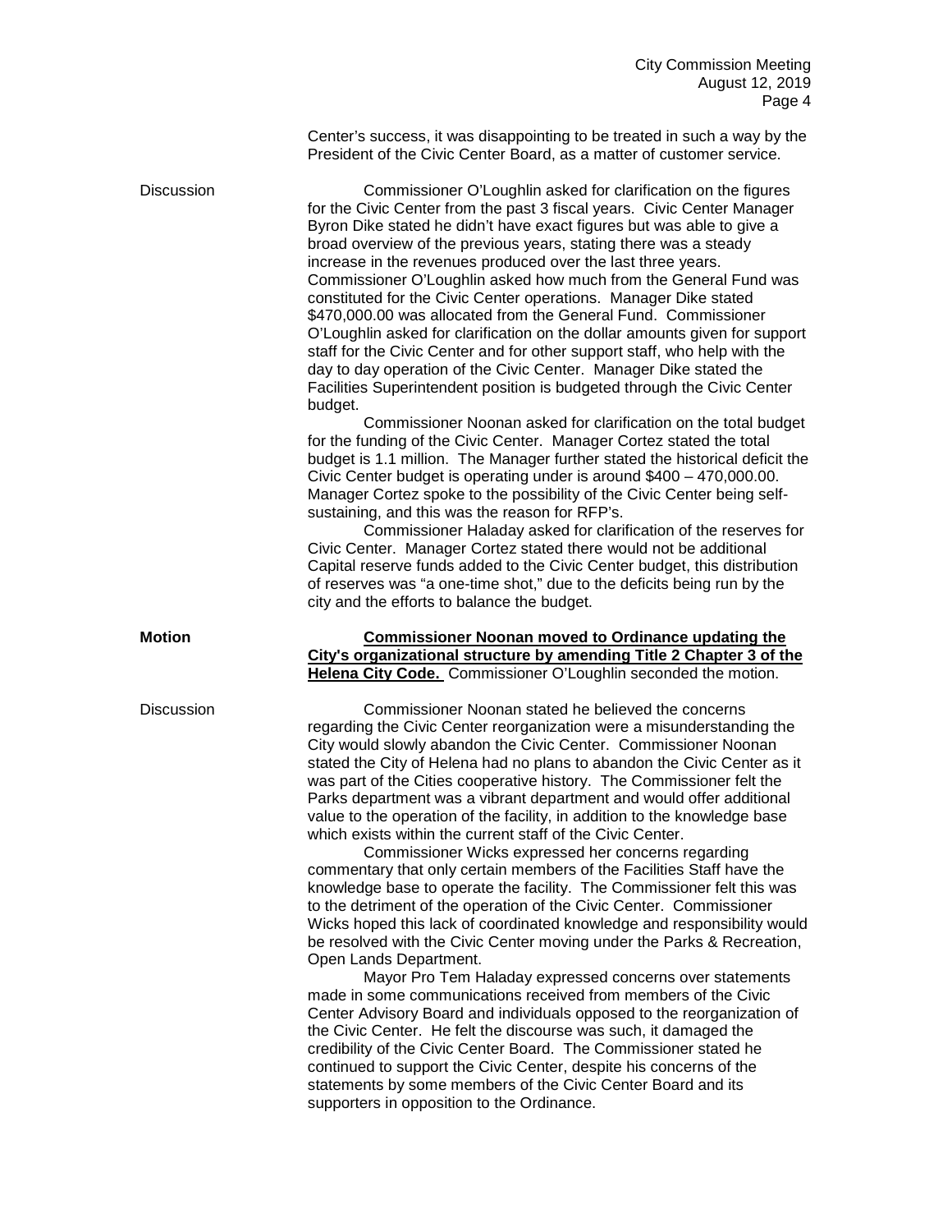Center's success, it was disappointing to be treated in such a way by the President of the Civic Center Board, as a matter of customer service.

Discussion

Commissioner O'Loughlin asked for clarification on the figures for the Civic Center from the past 3 fiscal years. Civic Center Manager Byron Dike stated he didn't have exact figures but was able to give a broad overview of the previous years, stating there was a steady increase in the revenues produced over the last three years. Commissioner O'Loughlin asked how much from the General Fund was constituted for the Civic Center operations. Manager Dike stated $470,000.00 was allocated from the General Fund. Commissioner O'Loughlin asked for clarification on the dollar amounts given for support staff for the Civic Center and for other support staff, who help with the day to day operation of the Civic Center. Manager Dike stated the Facilities Superintendent position is budgeted through the Civic Center budget.

Commissioner Noonan asked for clarification on the total budget for the funding of the Civic Center. Manager Cortez stated the total budget is 1.1 million. The Manager further stated the historical deficit the Civic Center budget is operating under is around $400 – 470,000.00. Manager Cortez spoke to the possibility of the Civic Center being self-sustaining, and this was the reason for RFP's.

Commissioner Haladay asked for clarification of the reserves for Civic Center. Manager Cortez stated there would not be additional Capital reserve funds added to the Civic Center budget, this distribution of reserves was "a one-time shot," due to the deficits being run by the city and the efforts to balance the budget.

**Motion**

**Commissioner Noonan moved to Ordinance updating the City's organizational structure by amending Title 2 Chapter 3 of the Helena City Code.** Commissioner O'Loughlin seconded the motion.

Discussion

Commissioner Noonan stated he believed the concerns regarding the Civic Center reorganization were a misunderstanding the City would slowly abandon the Civic Center. Commissioner Noonan stated the City of Helena had no plans to abandon the Civic Center as it was part of the Cities cooperative history. The Commissioner felt the Parks department was a vibrant department and would offer additional value to the operation of the facility, in addition to the knowledge base which exists within the current staff of the Civic Center.

Commissioner Wicks expressed her concerns regarding commentary that only certain members of the Facilities Staff have the knowledge base to operate the facility. The Commissioner felt this was to the detriment of the operation of the Civic Center. Commissioner Wicks hoped this lack of coordinated knowledge and responsibility would be resolved with the Civic Center moving under the Parks & Recreation, Open Lands Department.

Mayor Pro Tem Haladay expressed concerns over statements made in some communications received from members of the Civic Center Advisory Board and individuals opposed to the reorganization of the Civic Center. He felt the discourse was such, it damaged the credibility of the Civic Center Board. The Commissioner stated he continued to support the Civic Center, despite his concerns of the statements by some members of the Civic Center Board and its supporters in opposition to the Ordinance.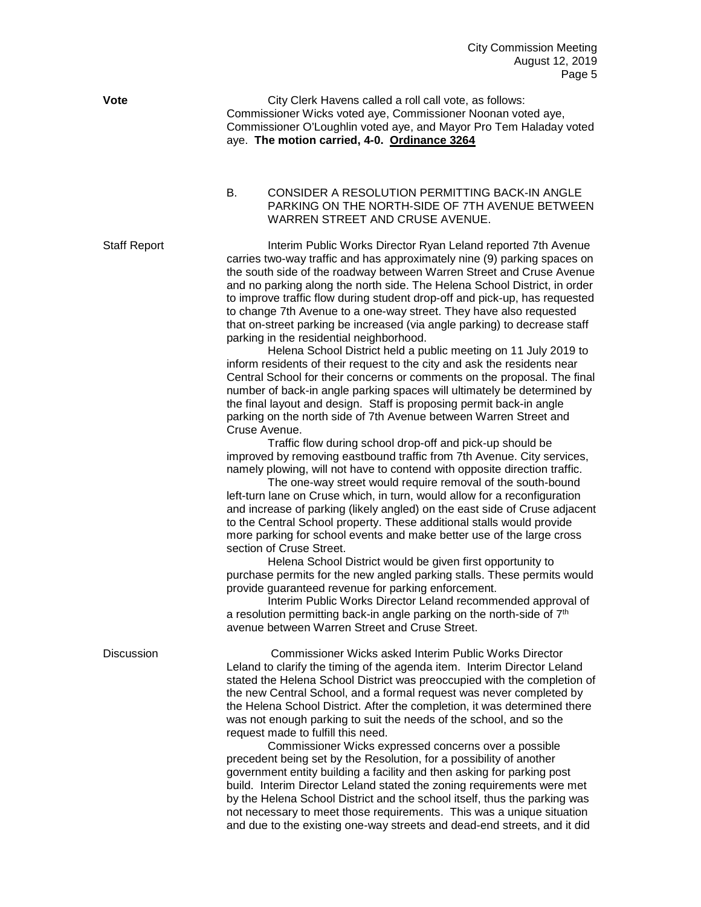**Vote**

City Clerk Havens called a roll call vote, as follows: Commissioner Wicks voted aye, Commissioner Noonan voted aye, Commissioner O'Loughlin voted aye, and Mayor Pro Tem Haladay voted aye. **The motion carried, 4-0. Ordinance 3264**

B. CONSIDER A RESOLUTION PERMITTING BACK-IN ANGLE PARKING ON THE NORTH-SIDE OF 7TH AVENUE BETWEEN WARREN STREET AND CRUSE AVENUE.

Staff Report

Interim Public Works Director Ryan Leland reported 7th Avenue carries two-way traffic and has approximately nine (9) parking spaces on the south side of the roadway between Warren Street and Cruse Avenue and no parking along the north side. The Helena School District, in order to improve traffic flow during student drop-off and pick-up, has requested to change 7th Avenue to a one-way street. They have also requested that on-street parking be increased (via angle parking) to decrease staff parking in the residential neighborhood.

Helena School District held a public meeting on 11 July 2019 to inform residents of their request to the city and ask the residents near Central School for their concerns or comments on the proposal. The final number of back-in angle parking spaces will ultimately be determined by the final layout and design. Staff is proposing permit back-in angle parking on the north side of 7th Avenue between Warren Street and Cruse Avenue.

Traffic flow during school drop-off and pick-up should be improved by removing eastbound traffic from 7th Avenue. City services, namely plowing, will not have to contend with opposite direction traffic.

The one-way street would require removal of the south-bound left-turn lane on Cruse which, in turn, would allow for a reconfiguration and increase of parking (likely angled) on the east side of Cruse adjacent to the Central School property. These additional stalls would provide more parking for school events and make better use of the large cross section of Cruse Street.

Helena School District would be given first opportunity to purchase permits for the new angled parking stalls. These permits would provide guaranteed revenue for parking enforcement.

Interim Public Works Director Leland recommended approval of a resolution permitting back-in angle parking on the north-side of 7th avenue between Warren Street and Cruse Street.

Discussion

Commissioner Wicks asked Interim Public Works Director Leland to clarify the timing of the agenda item. Interim Director Leland stated the Helena School District was preoccupied with the completion of the new Central School, and a formal request was never completed by the Helena School District. After the completion, it was determined there was not enough parking to suit the needs of the school, and so the request made to fulfill this need.

Commissioner Wicks expressed concerns over a possible precedent being set by the Resolution, for a possibility of another government entity building a facility and then asking for parking post build. Interim Director Leland stated the zoning requirements were met by the Helena School District and the school itself, thus the parking was not necessary to meet those requirements. This was a unique situation and due to the existing one-way streets and dead-end streets, and it did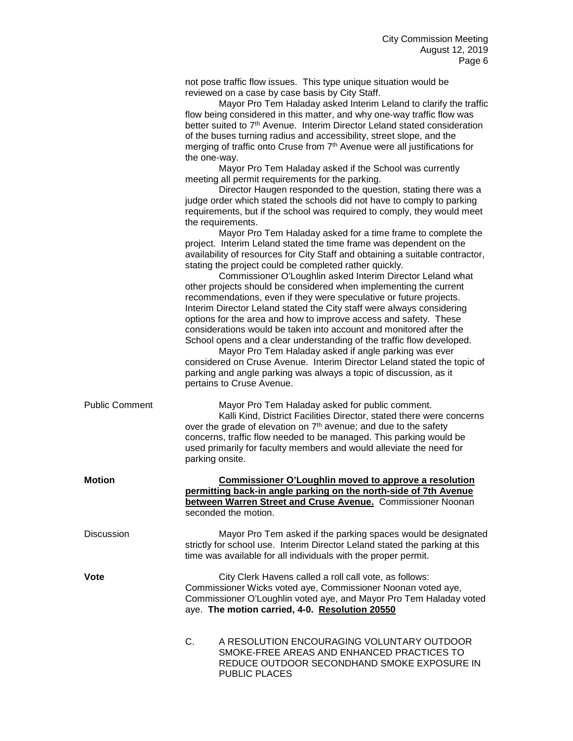not pose traffic flow issues. This type unique situation would be reviewed on a case by case basis by City Staff.

Mayor Pro Tem Haladay asked Interim Leland to clarify the traffic flow being considered in this matter, and why one-way traffic flow was better suited to 7th Avenue. Interim Director Leland stated consideration of the buses turning radius and accessibility, street slope, and the merging of traffic onto Cruse from 7th Avenue were all justifications for the one-way.

Mayor Pro Tem Haladay asked if the School was currently meeting all permit requirements for the parking.

Director Haugen responded to the question, stating there was a judge order which stated the schools did not have to comply to parking requirements, but if the school was required to comply, they would meet the requirements.

Mayor Pro Tem Haladay asked for a time frame to complete the project. Interim Leland stated the time frame was dependent on the availability of resources for City Staff and obtaining a suitable contractor, stating the project could be completed rather quickly.

Commissioner O'Loughlin asked Interim Director Leland what other projects should be considered when implementing the current recommendations, even if they were speculative or future projects. Interim Director Leland stated the City staff were always considering options for the area and how to improve access and safety. These considerations would be taken into account and monitored after the School opens and a clear understanding of the traffic flow developed.

Mayor Pro Tem Haladay asked if angle parking was ever considered on Cruse Avenue. Interim Director Leland stated the topic of parking and angle parking was always a topic of discussion, as it pertains to Cruse Avenue.

Public Comment

Mayor Pro Tem Haladay asked for public comment.

Kalli Kind, District Facilities Director, stated there were concerns over the grade of elevation on 7th avenue; and due to the safety concerns, traffic flow needed to be managed. This parking would be used primarily for faculty members and would alleviate the need for parking onsite.

**Motion**

**Commissioner O'Loughlin moved to approve a resolution permitting back-in angle parking on the north-side of 7th Avenue between Warren Street and Cruse Avenue.** Commissioner Noonan seconded the motion.

Discussion

Mayor Pro Tem asked if the parking spaces would be designated strictly for school use. Interim Director Leland stated the parking at this time was available for all individuals with the proper permit.

**Vote**

City Clerk Havens called a roll call vote, as follows: Commissioner Wicks voted aye, Commissioner Noonan voted aye, Commissioner O'Loughlin voted aye, and Mayor Pro Tem Haladay voted aye. **The motion carried, 4-0. Resolution 20550**

C. A RESOLUTION ENCOURAGING VOLUNTARY OUTDOOR SMOKE-FREE AREAS AND ENHANCED PRACTICES TO REDUCE OUTDOOR SECONDHAND SMOKE EXPOSURE IN PUBLIC PLACES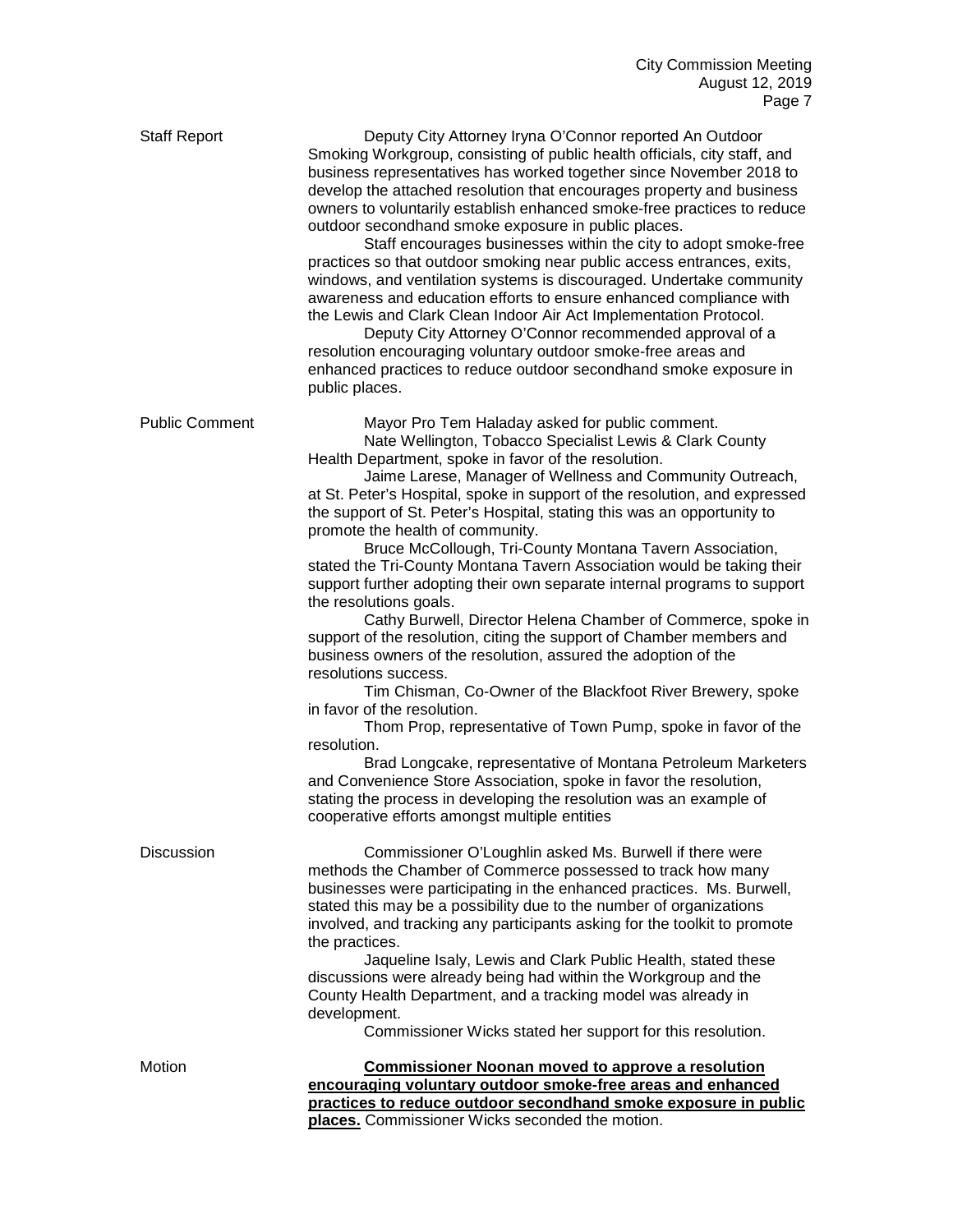**Staff Report**

Deputy City Attorney Iryna O'Connor reported An Outdoor Smoking Workgroup, consisting of public health officials, city staff, and business representatives has worked together since November 2018 to develop the attached resolution that encourages property and business owners to voluntarily establish enhanced smoke-free practices to reduce outdoor secondhand smoke exposure in public places.

Staff encourages businesses within the city to adopt smoke-free practices so that outdoor smoking near public access entrances, exits, windows, and ventilation systems is discouraged. Undertake community awareness and education efforts to ensure enhanced compliance with the Lewis and Clark Clean Indoor Air Act Implementation Protocol.

Deputy City Attorney O'Connor recommended approval of a resolution encouraging voluntary outdoor smoke-free areas and enhanced practices to reduce outdoor secondhand smoke exposure in public places.

**Public Comment**

Mayor Pro Tem Haladay asked for public comment.

Nate Wellington, Tobacco Specialist Lewis & Clark County Health Department, spoke in favor of the resolution.

Jaime Larese, Manager of Wellness and Community Outreach, at St. Peter's Hospital, spoke in support of the resolution, and expressed the support of St. Peter's Hospital, stating this was an opportunity to promote the health of community.

Bruce McCollough, Tri-County Montana Tavern Association, stated the Tri-County Montana Tavern Association would be taking their support further adopting their own separate internal programs to support the resolutions goals.

Cathy Burwell, Director Helena Chamber of Commerce, spoke in support of the resolution, citing the support of Chamber members and business owners of the resolution, assured the adoption of the resolutions success.

Tim Chisman, Co-Owner of the Blackfoot River Brewery, spoke in favor of the resolution.

Thom Prop, representative of Town Pump, spoke in favor of the resolution.

Brad Longcake, representative of Montana Petroleum Marketers and Convenience Store Association, spoke in favor the resolution, stating the process in developing the resolution was an example of cooperative efforts amongst multiple entities

**Discussion**

Commissioner O'Loughlin asked Ms. Burwell if there were methods the Chamber of Commerce possessed to track how many businesses were participating in the enhanced practices. Ms. Burwell, stated this may be a possibility due to the number of organizations involved, and tracking any participants asking for the toolkit to promote the practices.

Jaqueline Isaly, Lewis and Clark Public Health, stated these discussions were already being had within the Workgroup and the County Health Department, and a tracking model was already in development.

Commissioner Wicks stated her support for this resolution.

**Motion**

**Commissioner Noonan moved to approve a resolution encouraging voluntary outdoor smoke-free areas and enhanced practices to reduce outdoor secondhand smoke exposure in public places.** Commissioner Wicks seconded the motion.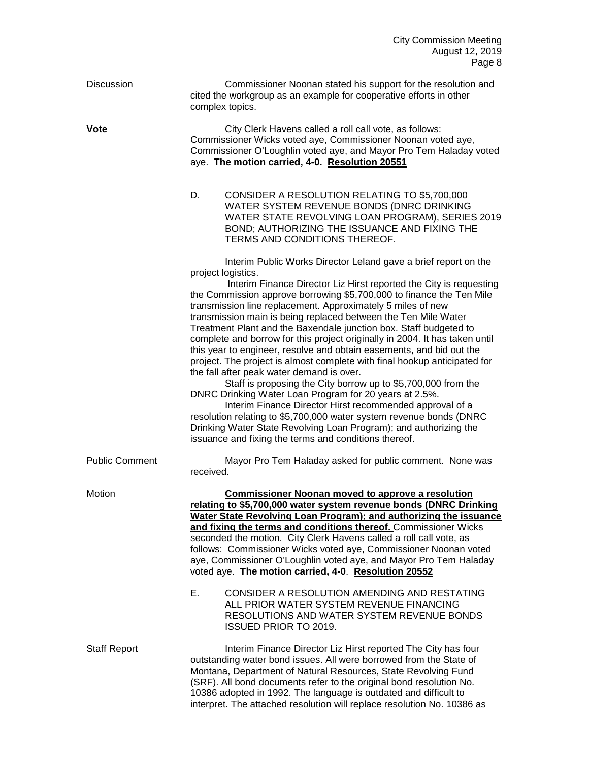Discussion

Commissioner Noonan stated his support for the resolution and cited the workgroup as an example for cooperative efforts in other complex topics.

**Vote**

City Clerk Havens called a roll call vote, as follows: Commissioner Wicks voted aye, Commissioner Noonan voted aye, Commissioner O'Loughlin voted aye, and Mayor Pro Tem Haladay voted aye. **The motion carried, 4-0. Resolution 20551**

D. CONSIDER A RESOLUTION RELATING TO $5,700,000 WATER SYSTEM REVENUE BONDS (DNRC DRINKING WATER STATE REVOLVING LOAN PROGRAM), SERIES 2019 BOND; AUTHORIZING THE ISSUANCE AND FIXING THE TERMS AND CONDITIONS THEREOF.

Interim Public Works Director Leland gave a brief report on the project logistics.

Interim Finance Director Liz Hirst reported the City is requesting the Commission approve borrowing $5,700,000 to finance the Ten Mile transmission line replacement. Approximately 5 miles of new transmission main is being replaced between the Ten Mile Water Treatment Plant and the Baxendale junction box. Staff budgeted to complete and borrow for this project originally in 2004. It has taken until this year to engineer, resolve and obtain easements, and bid out the project. The project is almost complete with final hookup anticipated for the fall after peak water demand is over.

Staff is proposing the City borrow up to $5,700,000 from the DNRC Drinking Water Loan Program for 20 years at 2.5%.

Interim Finance Director Hirst recommended approval of a resolution relating to $5,700,000 water system revenue bonds (DNRC Drinking Water State Revolving Loan Program); and authorizing the issuance and fixing the terms and conditions thereof.

Public Comment

Mayor Pro Tem Haladay asked for public comment. None was received.

Motion

**Commissioner Noonan moved to approve a resolution relating to $5,700,000 water system revenue bonds (DNRC Drinking Water State Revolving Loan Program); and authorizing the issuance and fixing the terms and conditions thereof.** Commissioner Wicks seconded the motion. City Clerk Havens called a roll call vote, as follows: Commissioner Wicks voted aye, Commissioner Noonan voted aye, Commissioner O'Loughlin voted aye, and Mayor Pro Tem Haladay voted aye. **The motion carried, 4-0**. **Resolution 20552**

E. CONSIDER A RESOLUTION AMENDING AND RESTATING ALL PRIOR WATER SYSTEM REVENUE FINANCING RESOLUTIONS AND WATER SYSTEM REVENUE BONDS ISSUED PRIOR TO 2019.

Staff Report

Interim Finance Director Liz Hirst reported The City has four outstanding water bond issues. All were borrowed from the State of Montana, Department of Natural Resources, State Revolving Fund (SRF). All bond documents refer to the original bond resolution No. 10386 adopted in 1992. The language is outdated and difficult to interpret. The attached resolution will replace resolution No. 10386 as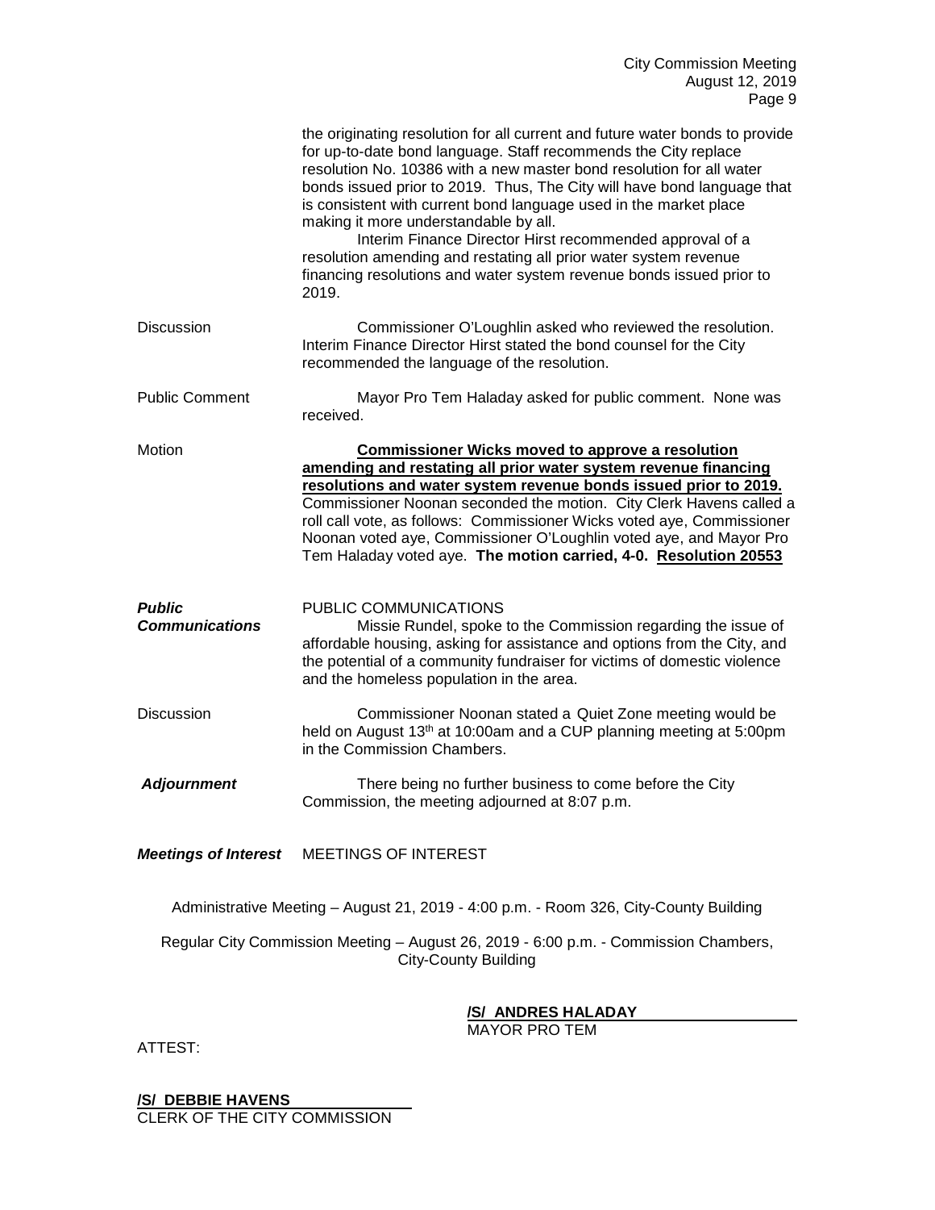the originating resolution for all current and future water bonds to provide for up-to-date bond language. Staff recommends the City replace resolution No. 10386 with a new master bond resolution for all water bonds issued prior to 2019. Thus, The City will have bond language that is consistent with current bond language used in the market place making it more understandable by all.

Interim Finance Director Hirst recommended approval of a resolution amending and restating all prior water system revenue financing resolutions and water system revenue bonds issued prior to 2019.

Discussion

Commissioner O'Loughlin asked who reviewed the resolution. Interim Finance Director Hirst stated the bond counsel for the City recommended the language of the resolution.

Public Comment

Mayor Pro Tem Haladay asked for public comment. None was received.

Motion

**Commissioner Wicks moved to approve a resolution amending and restating all prior water system revenue financing resolutions and water system revenue bonds issued prior to 2019.** Commissioner Noonan seconded the motion. City Clerk Havens called a roll call vote, as follows: Commissioner Wicks voted aye, Commissioner Noonan voted aye, Commissioner O'Loughlin voted aye, and Mayor Pro Tem Haladay voted aye. **The motion carried, 4-0. Resolution 20553**

***Public Communications***

PUBLIC COMMUNICATIONS

Missie Rundel, spoke to the Commission regarding the issue of affordable housing, asking for assistance and options from the City, and the potential of a community fundraiser for victims of domestic violence and the homeless population in the area.

Discussion

Commissioner Noonan stated a Quiet Zone meeting would be held on August 13th at 10:00am and a CUP planning meeting at 5:00pm in the Commission Chambers.

***Adjournment***

There being no further business to come before the City Commission, the meeting adjourned at 8:07 p.m.

***Meetings of Interest***

MEETINGS OF INTEREST

Administrative Meeting – August 21, 2019 - 4:00 p.m. - Room 326, City-County Building

Regular City Commission Meeting – August 26, 2019 - 6:00 p.m. - Commission Chambers, City-County Building

**/S/ ANDRES HALADAY**
MAYOR PRO TEM

ATTEST:

**/S/ DEBBIE HAVENS**
CLERK OF THE CITY COMMISSION